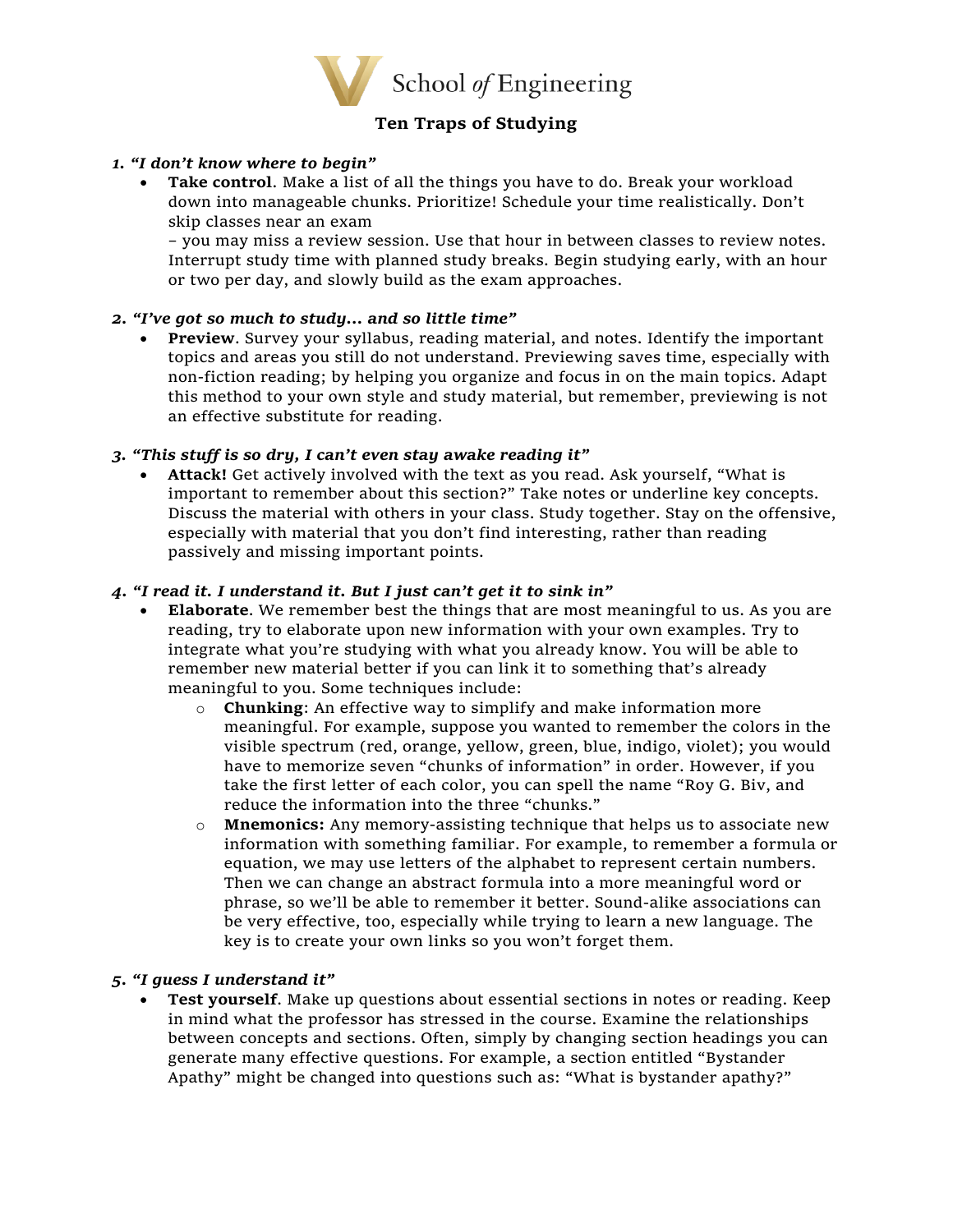School of Engineering

# Ten Traps of Studying

### *1. "I don't know where to begin"*

- **Take control**. Make a list of all the things you have to do. Break your workload down into manageable chunks. Prioritize! Schedule your time realistically. Don't skip classes near an exam – you may miss a review session. Use that hour in between classes to review notes. Interrupt study time with planned study breaks. Begin studying early, with an hour or two per day, and slowly build as the exam approaches.

### *2. "I've got so much to study... and so little time"*

- **Preview**. Survey your syllabus, reading material, and notes. Identify the important topics and areas you still do not understand. Previewing saves time, especially with non-fiction reading; by helping you organize and focus in on the main topics. Adapt this method to your own style and study material, but remember, previewing is not an effective substitute for reading.

### *3. "This stuff is so dry, I can't even stay awake reading it"*

- **Attack!** Get actively involved with the text as you read. Ask yourself, "What is important to remember about this section?" Take notes or underline key concepts. Discuss the material with others in your class. Study together. Stay on the offensive, especially with material that you don't find interesting, rather than reading passively and missing important points.

### *4. "I read it. I understand it. But I just can't get it to sink in"*

- **Elaborate**. We remember best the things that are most meaningful to us. As you are reading, try to elaborate upon new information with your own examples. Try to integrate what you're studying with what you already know. You will be able to remember new material better if you can link it to something that's already meaningful to you. Some techniques include:
  - **Chunking**: An effective way to simplify and make information more meaningful. For example, suppose you wanted to remember the colors in the visible spectrum (red, orange, yellow, green, blue, indigo, violet); you would have to memorize seven "chunks of information" in order. However, if you take the first letter of each color, you can spell the name "Roy G. Biv, and reduce the information into the three "chunks."
  - **Mnemonics:** Any memory-assisting technique that helps us to associate new information with something familiar. For example, to remember a formula or equation, we may use letters of the alphabet to represent certain numbers. Then we can change an abstract formula into a more meaningful word or phrase, so we'll be able to remember it better. Sound-alike associations can be very effective, too, especially while trying to learn a new language. The key is to create your own links so you won't forget them.

### *5. "I guess I understand it"*

- **Test yourself**. Make up questions about essential sections in notes or reading. Keep in mind what the professor has stressed in the course. Examine the relationships between concepts and sections. Often, simply by changing section headings you can generate many effective questions. For example, a section entitled "Bystander Apathy" might be changed into questions such as: "What is bystander apathy?"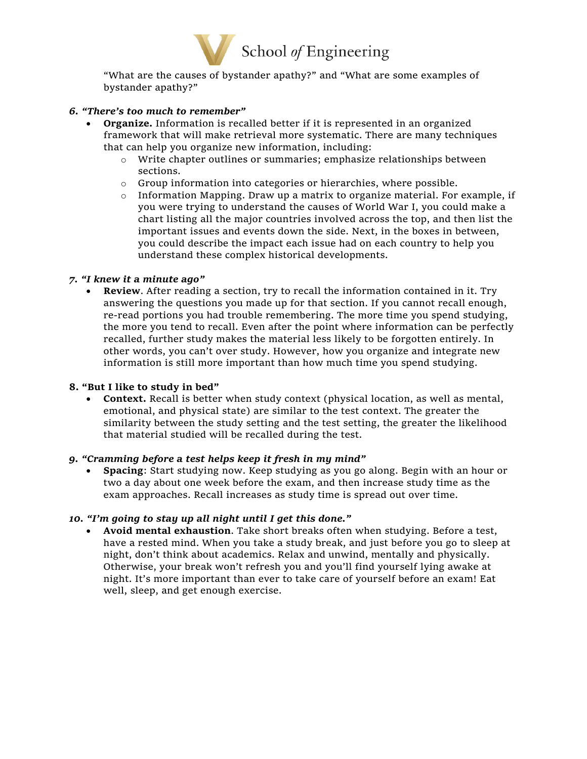"What are the causes of bystander apathy?" and "What are some examples of bystander apathy?"

### *6. "There's too much to remember"*

- **Organize.** Information is recalled better if it is represented in an organized framework that will make retrieval more systematic. There are many techniques that can help you organize new information, including:
  - Write chapter outlines or summaries; emphasize relationships between sections.
  - Group information into categories or hierarchies, where possible.
  - Information Mapping. Draw up a matrix to organize material. For example, if you were trying to understand the causes of World War I, you could make a chart listing all the major countries involved across the top, and then list the important issues and events down the side. Next, in the boxes in between, you could describe the impact each issue had on each country to help you understand these complex historical developments.

### *7. "I knew it a minute ago"*

- **Review**. After reading a section, try to recall the information contained in it. Try answering the questions you made up for that section. If you cannot recall enough, re-read portions you had trouble remembering. The more time you spend studying, the more you tend to recall. Even after the point where information can be perfectly recalled, further study makes the material less likely to be forgotten entirely. In other words, you can't over study. However, how you organize and integrate new information is still more important than how much time you spend studying.

### 8. "But I like to study in bed"

- **Context.** Recall is better when study context (physical location, as well as mental, emotional, and physical state) are similar to the test context. The greater the similarity between the study setting and the test setting, the greater the likelihood that material studied will be recalled during the test.

### *9. "Cramming before a test helps keep it fresh in my mind"*

- **Spacing**: Start studying now. Keep studying as you go along. Begin with an hour or two a day about one week before the exam, and then increase study time as the exam approaches. Recall increases as study time is spread out over time.

### *10. "I'm going to stay up all night until I get this done."*

- **Avoid mental exhaustion**. Take short breaks often when studying. Before a test, have a rested mind. When you take a study break, and just before you go to sleep at night, don't think about academics. Relax and unwind, mentally and physically. Otherwise, your break won't refresh you and you'll find yourself lying awake at night. It's more important than ever to take care of yourself before an exam! Eat well, sleep, and get enough exercise.